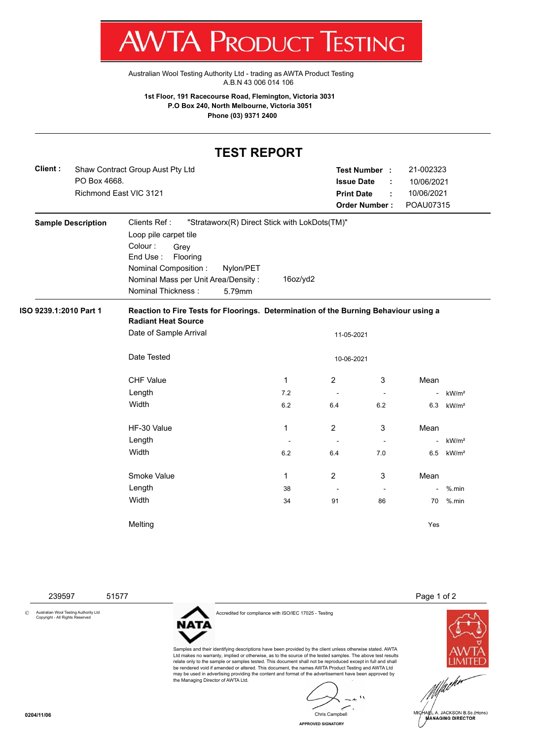# AWTA PRODUCT TESTING

Australian Wool Testing Authority Ltd - trading as AWTA Product Testing
A.B.N 43 006 014 106

**1st Floor, 191 Racecourse Road, Flemington, Victoria 3031**
**P.O Box 240, North Melbourne, Victoria 3051**
**Phone (03) 9371 2400**

## TEST REPORT

**Client :** Shaw Contract Group Aust Pty Ltd
PO Box 4668.
Richmond East VIC 3121

**Test Number :** 21-002323
**Issue Date :** 10/06/2021
**Print Date :** 10/06/2021
**Order Number :** POAU07315

**Sample Description**

Clients Ref : "Strataworx(R) Direct Stick with LokDots(TM)"
Loop pile carpet tile
Colour : Grey
End Use : Flooring
Nominal Composition : Nylon/PET
Nominal Mass per Unit Area/Density : 16oz/yd2
Nominal Thickness : 5.79mm

**ISO 9239.1:2010 Part 1**

**Reaction to Fire Tests for Floorings. Determination of the Burning Behaviour using a Radiant Heat Source**

Date of Sample Arrival: 11-05-2021

Date Tested: 10-06-2021

| CHF Value | 1 | 2 | 3 | Mean | |
|---|---|---|---|---|---|
| Length | 7.2 | - | - | - | kW/m² |
| Width | 6.2 | 6.4 | 6.2 | 6.3 | kW/m² |

| HF-30 Value | 1 | 2 | 3 | Mean | |
|---|---|---|---|---|---|
| Length | - | - | - | - | kW/m² |
| Width | 6.2 | 6.4 | 7.0 | 6.5 | kW/m² |

| Smoke Value | 1 | 2 | 3 | Mean | |
|---|---|---|---|---|---|
| Length | 38 | - | - | - | %.min |
| Width | 34 | 91 | 86 | 70 | %.min |

Melting: Yes

239597 51577

© Australian Wool Testing Authority Ltd
Copyright - All Rights Reserved

NATA

Accredited for compliance with ISO/IEC 17025 - Testing

Samples and their identifying descriptions have been provided by the client unless otherwise stated. AWTA Ltd makes no warranty, implied or otherwise, as to the source of the tested samples. The above test results relate only to the sample or samples tested. This document shall not be reproduced except in full and shall be rendered void if amended or altered. This document, the names AWTA Product Testing and AWTA Ltd may be used in advertising providing the content and format of the advertisement have been approved by the Managing Director of AWTA Ltd.

Chris Campbell
APPROVED SIGNATORY

AWTA LIMITED

MICHAEL A. JACKSON B.Sc.(Hons)
MANAGING DIRECTOR

0204/11/06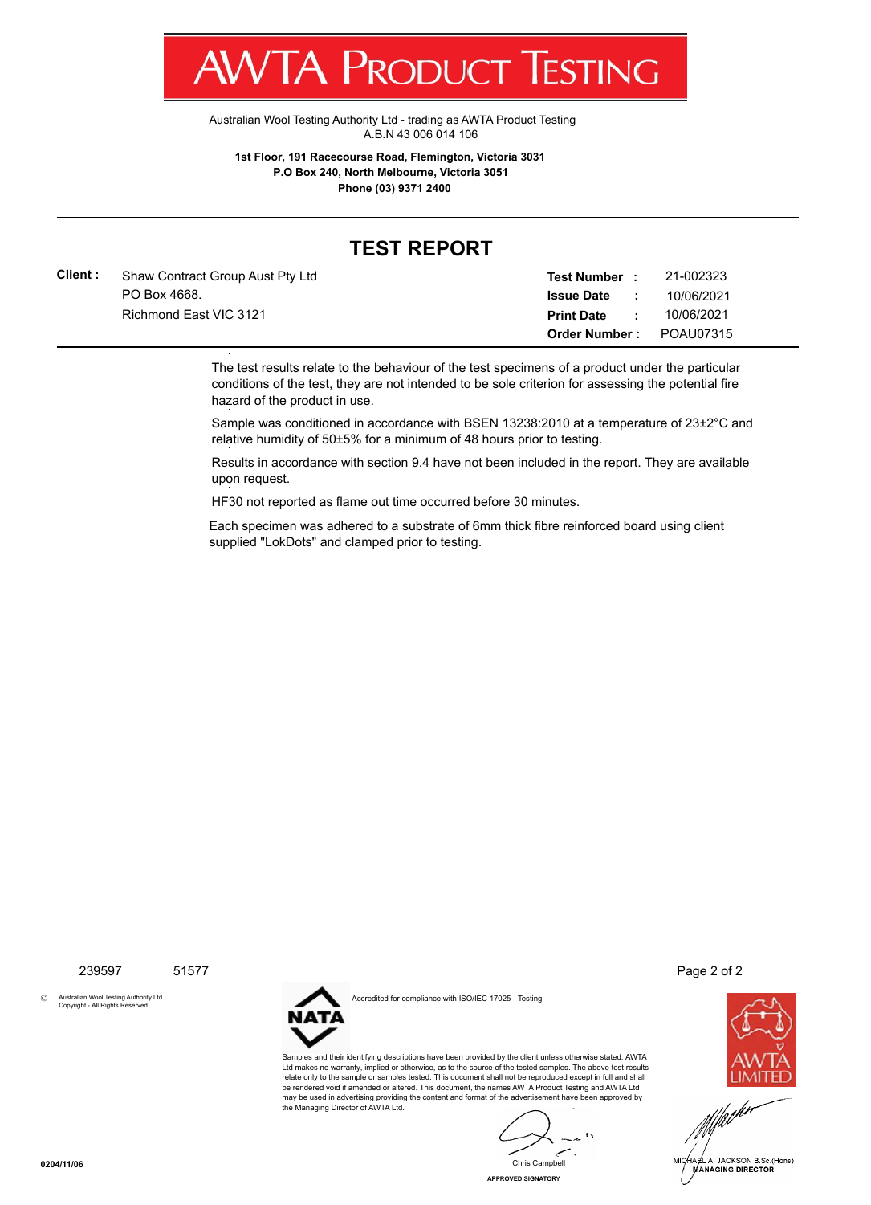# AWTA PRODUCT TESTING

Australian Wool Testing Authority Ltd - trading as AWTA Product Testing
A.B.N 43 006 014 106

**1st Floor, 191 Racecourse Road, Flemington, Victoria 3031**
**P.O Box 240, North Melbourne, Victoria 3051**
**Phone (03) 9371 2400**

## TEST REPORT

| | | | |
|---|---|---|---|
| **Client :** | Shaw Contract Group Aust Pty Ltd<br>PO Box 4668.<br>Richmond East VIC 3121 | **Test Number :** | 21-002323 |
| | | **Issue Date :** | 10/06/2021 |
| | | **Print Date :** | 10/06/2021 |
| | | **Order Number :** | POAU07315 |

The test results relate to the behaviour of the test specimens of a product under the particular conditions of the test, they are not intended to be sole criterion for assessing the potential fire hazard of the product in use.

Sample was conditioned in accordance with BSEN 13238:2010 at a temperature of 23±2°C and relative humidity of 50±5% for a minimum of 48 hours prior to testing.

Results in accordance with section 9.4 have not been included in the report. They are available upon request.

HF30 not reported as flame out time occurred before 30 minutes.

Each specimen was adhered to a substrate of 6mm thick fibre reinforced board using client supplied "LokDots" and clamped prior to testing.

239597 51577

© Australian Wool Testing Authority Ltd
Copyright - All Rights Reserved

Accredited for compliance with ISO/IEC 17025 - Testing

Samples and their identifying descriptions have been provided by the client unless otherwise stated. AWTA Ltd makes no warranty, implied or otherwise, as to the source of the tested samples. The above test results relate only to the sample or samples tested. This document shall not be reproduced except in full and shall be rendered void if amended or altered. This document, the names AWTA Product Testing and AWTA Ltd may be used in advertising providing the content and format of the advertisement have been approved by the Managing Director of AWTA Ltd.

Chris Campbell
APPROVED SIGNATORY

MICHAEL A. JACKSON B.Sc.(Hons)
MANAGING DIRECTOR

0204/11/06